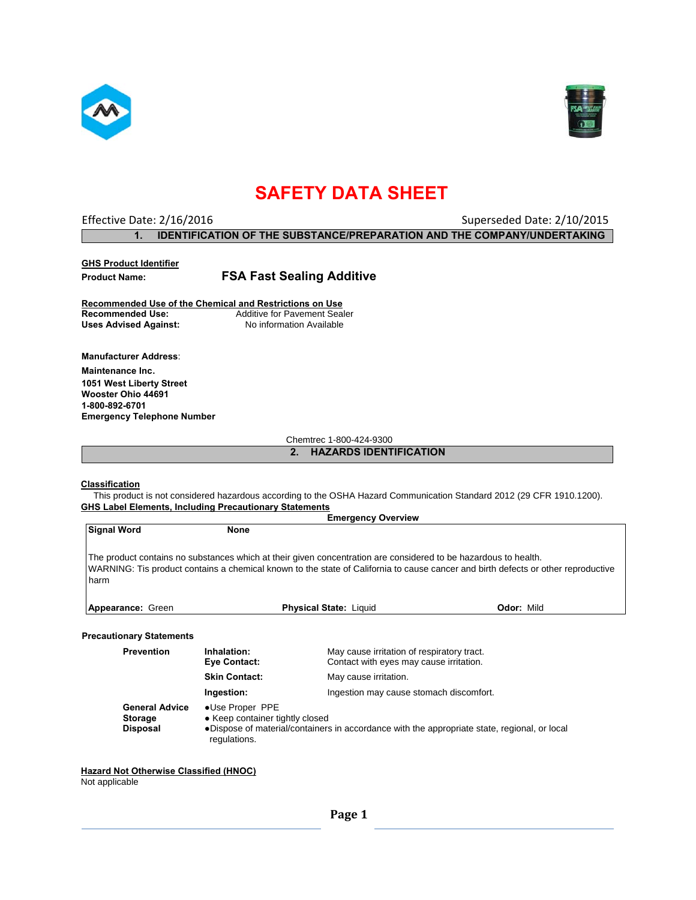# SAFETY DATA SHEET

Effective Date: 2/16/2016 Superseded Date: 2/10/2015

## 1. IDENTIFICATION OF THE SUBSTANCE/PREPARATION AND THE COMPANY/UNDERTAKING

**GHS Product Identifier**

**Product Name:** **FSA Fast Sealing Additive**

**Recommended Use of the Chemical and Restrictions on Use**

**Recommended Use:** Additive for Pavement Sealer
**Uses Advised Against:** No information Available

**Manufacturer Address**:

**Maintenance Inc.**
**1051 West Liberty Street**
**Wooster Ohio 44691**
**1-800-892-6701**
**Emergency Telephone Number**

Chemtrec 1-800-424-9300

## 2. HAZARDS IDENTIFICATION

**Classification**

This product is not considered hazardous according to the OSHA Hazard Communication Standard 2012 (29 CFR 1910.1200).

**GHS Label Elements, Including Precautionary Statements**

**Emergency Overview**

**Signal Word** **None**

The product contains no substances which at their given concentration are considered to be hazardous to health.
WARNING: Tis product contains a chemical known to the state of California to cause cancer and birth defects or other reproductive harm

**Appearance:** Green **Physical State:** Liquid **Odor:** Mild

**Precautionary Statements**

| | | |
|---|---|---|
| **Prevention** | **Inhalation:** | May cause irritation of respiratory tract. |
| | **Eye Contact:** | Contact with eyes may cause irritation. |
| | **Skin Contact:** | May cause irritation. |
| | **Ingestion:** | Ingestion may cause stomach discomfort. |
| **General Advice** | ●Use Proper PPE | |
| **Storage** | ● Keep container tightly closed | |
| **Disposal** | ●Dispose of material/containers in accordance with the appropriate state, regional, or local regulations. | |

**Hazard Not Otherwise Classified (HNOC)**

Not applicable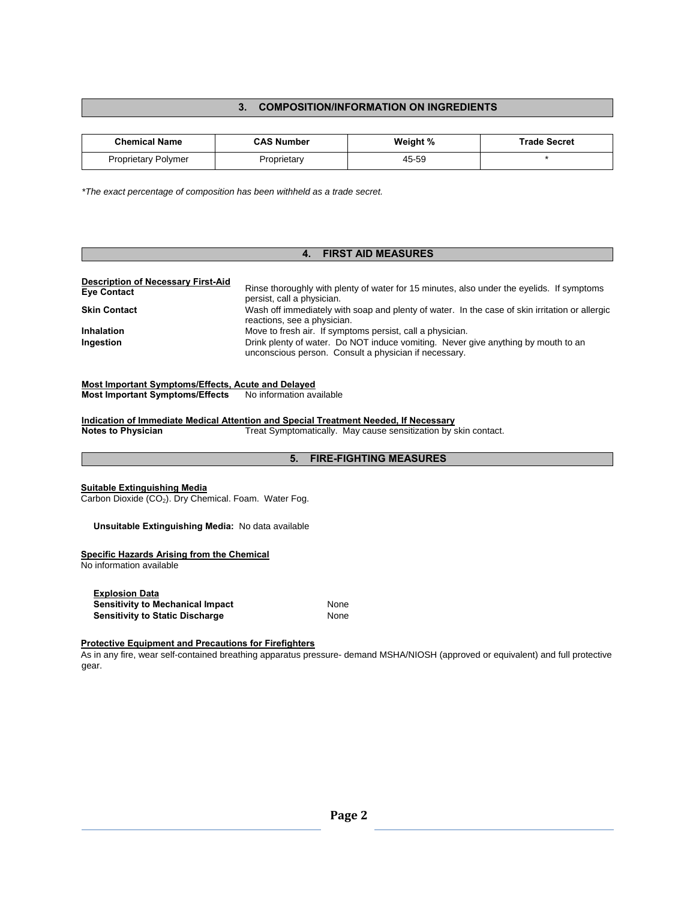## 3. COMPOSITION/INFORMATION ON INGREDIENTS

| Chemical Name | CAS Number | Weight % | Trade Secret |
|---|---|---|---|
| Proprietary Polymer | Proprietary | 45-59 | * |

*\*The exact percentage of composition has been withheld as a trade secret.*

## 4. FIRST AID MEASURES

**Description of Necessary First-Aid**

**Eye Contact**: Rinse thoroughly with plenty of water for 15 minutes, also under the eyelids. If symptoms persist, call a physician.

**Skin Contact**: Wash off immediately with soap and plenty of water. In the case of skin irritation or allergic reactions, see a physician.

**Inhalation**: Move to fresh air. If symptoms persist, call a physician.

**Ingestion**: Drink plenty of water. Do NOT induce vomiting. Never give anything by mouth to an unconscious person. Consult a physician if necessary.

**Most Important Symptoms/Effects, Acute and Delayed**

**Most Important Symptoms/Effects**: No information available

**Indication of Immediate Medical Attention and Special Treatment Needed, If Necessary**

**Notes to Physician**: Treat Symptomatically. May cause sensitization by skin contact.

## 5. FIRE-FIGHTING MEASURES

**Suitable Extinguishing Media**

Carbon Dioxide ($CO_2$). Dry Chemical. Foam. Water Fog.

**Unsuitable Extinguishing Media:** No data available

**Specific Hazards Arising from the Chemical**

No information available

**Explosion Data**

**Sensitivity to Mechanical Impact**: None

**Sensitivity to Static Discharge**: None

**Protective Equipment and Precautions for Firefighters**

As in any fire, wear self-contained breathing apparatus pressure- demand MSHA/NIOSH (approved or equivalent) and full protective gear.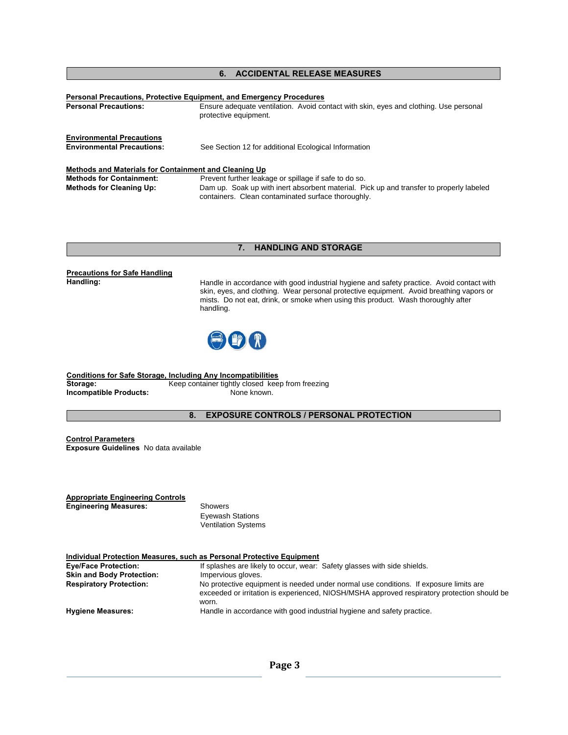## 6. ACCIDENTAL RELEASE MEASURES

**Personal Precautions, Protective Equipment, and Emergency Procedures**

**Personal Precautions:** Ensure adequate ventilation. Avoid contact with skin, eyes and clothing. Use personal protective equipment.

**Environmental Precautions**

**Environmental Precautions:** See Section 12 for additional Ecological Information

**Methods and Materials for Containment and Cleaning Up**

**Methods for Containment:** Prevent further leakage or spillage if safe to do so.

**Methods for Cleaning Up:** Dam up. Soak up with inert absorbent material. Pick up and transfer to properly labeled containers. Clean contaminated surface thoroughly.

## 7. HANDLING AND STORAGE

**Precautions for Safe Handling**

**Handling:** Handle in accordance with good industrial hygiene and safety practice. Avoid contact with skin, eyes, and clothing. Wear personal protective equipment. Avoid breathing vapors or mists. Do not eat, drink, or smoke when using this product. Wash thoroughly after handling.

**Conditions for Safe Storage, Including Any Incompatibilities**

**Storage:** Keep container tightly closed keep from freezing

**Incompatible Products:** None known.

## 8. EXPOSURE CONTROLS / PERSONAL PROTECTION

**Control Parameters**

**Exposure Guidelines** No data available

**Appropriate Engineering Controls**

**Engineering Measures:**
Showers
Eyewash Stations
Ventilation Systems

**Individual Protection Measures, such as Personal Protective Equipment**

**Eye/Face Protection:** If splashes are likely to occur, wear: Safety glasses with side shields.

**Skin and Body Protection:** Impervious gloves.

**Respiratory Protection:** No protective equipment is needed under normal use conditions. If exposure limits are exceeded or irritation is experienced, NIOSH/MSHA approved respiratory protection should be worn.

**Hygiene Measures:** Handle in accordance with good industrial hygiene and safety practice.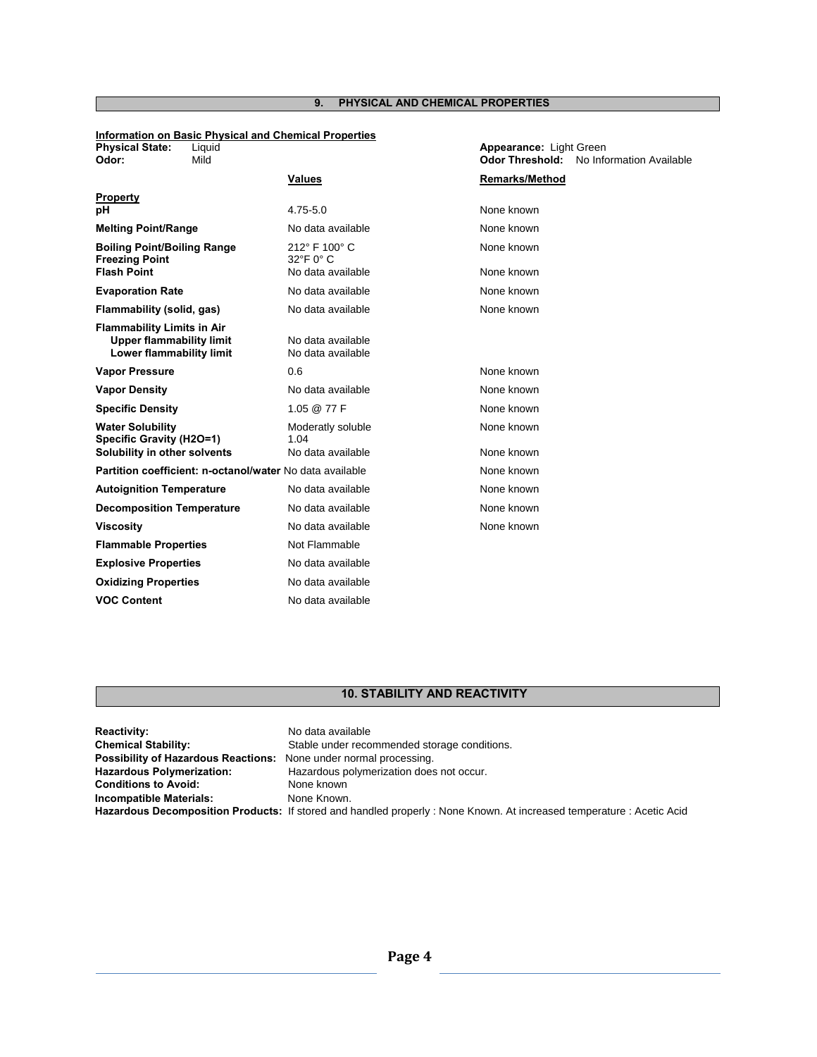## 9. PHYSICAL AND CHEMICAL PROPERTIES

**Information on Basic Physical and Chemical Properties**

**Physical State:** Liquid
**Odor:** Mild

**Appearance:** Light Green
**Odor Threshold:** No Information Available

| Property | Values | Remarks/Method |
|---|---|---|
| **pH** | 4.75-5.0 | None known |
| **Melting Point/Range** | No data available | None known |
| **Boiling Point/Boiling Range** | 212° F 100° C | None known |
| **Freezing Point** | 32°F 0° C | |
| **Flash Point** | No data available | None known |
| **Evaporation Rate** | No data available | None known |
| **Flammability (solid, gas)** | No data available | None known |
| **Flammability Limits in Air** | | |
| **Upper flammability limit** | No data available | |
| **Lower flammability limit** | No data available | |
| **Vapor Pressure** | 0.6 | None known |
| **Vapor Density** | No data available | None known |
| **Specific Density** | 1.05 @ 77 F | None known |
| **Water Solubility** | Moderatly soluble | None known |
| **Specific Gravity (H2O=1)** | 1.04 | |
| **Solubility in other solvents** | No data available | None known |
| **Partition coefficient: n-octanol/water** | No data available | None known |
| **Autoignition Temperature** | No data available | None known |
| **Decomposition Temperature** | No data available | None known |
| **Viscosity** | No data available | None known |
| **Flammable Properties** | Not Flammable | |
| **Explosive Properties** | No data available | |
| **Oxidizing Properties** | No data available | |
| **VOC Content** | No data available | |

## 10. STABILITY AND REACTIVITY

**Reactivity:** No data available
**Chemical Stability:** Stable under recommended storage conditions.
**Possibility of Hazardous Reactions:** None under normal processing.
**Hazardous Polymerization:** Hazardous polymerization does not occur.
**Conditions to Avoid:** None known
**Incompatible Materials:** None Known.
**Hazardous Decomposition Products:** If stored and handled properly : None Known. At increased temperature : Acetic Acid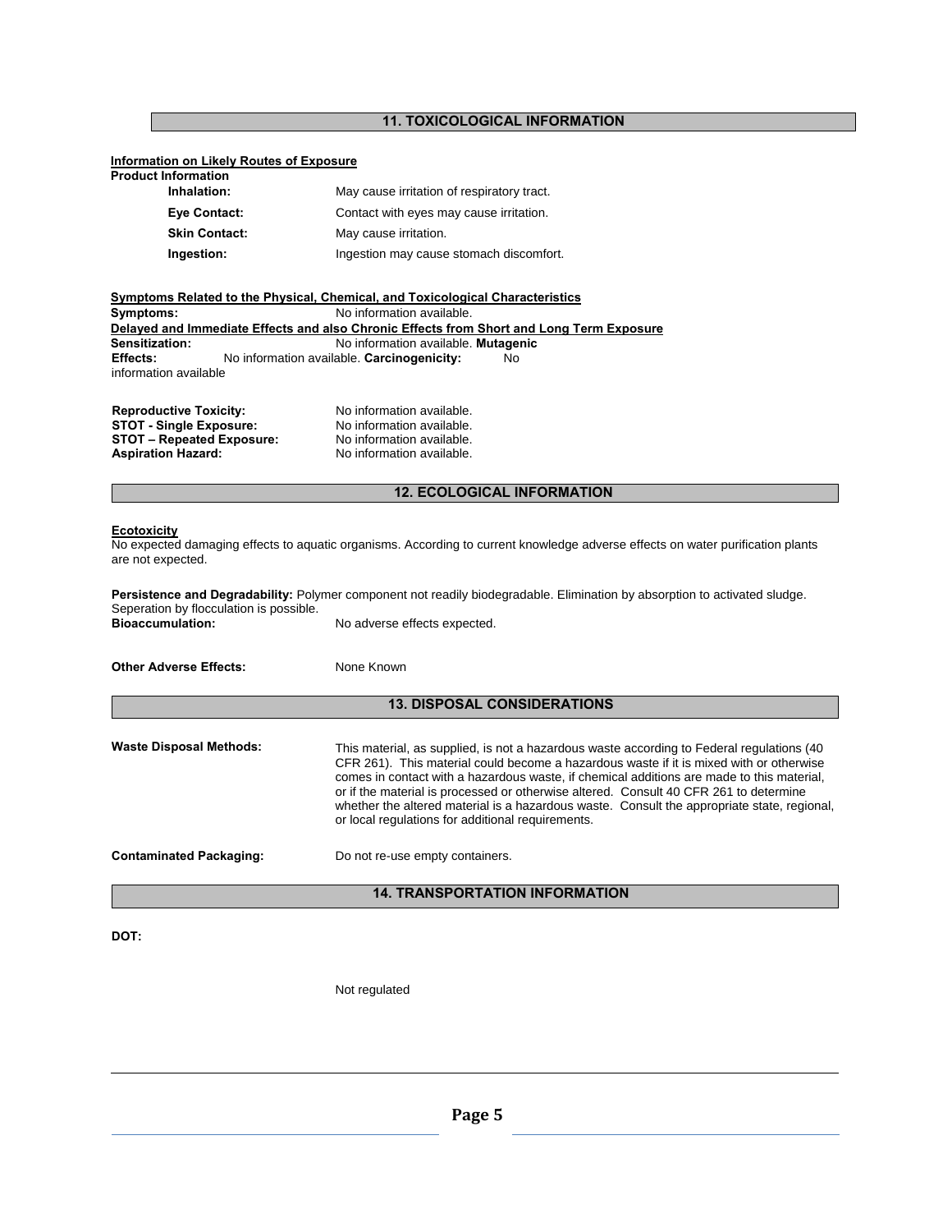## 11. TOXICOLOGICAL INFORMATION

**Information on Likely Routes of Exposure**

**Product Information**

| | |
|---|---|
| **Inhalation:** | May cause irritation of respiratory tract. |
| **Eye Contact:** | Contact with eyes may cause irritation. |
| **Skin Contact:** | May cause irritation. |
| **Ingestion:** | Ingestion may cause stomach discomfort. |

**Symptoms Related to the Physical, Chemical, and Toxicological Characteristics**

**Symptoms:** No information available.

**Delayed and Immediate Effects and also Chronic Effects from Short and Long Term Exposure**

**Sensitization:** No information available. **Mutagenic Effects:** No information available. **Carcinogenicity:** No information available

**Reproductive Toxicity:** No information available.
**STOT - Single Exposure:** No information available.
**STOT – Repeated Exposure:** No information available.
**Aspiration Hazard:** No information available.

## 12. ECOLOGICAL INFORMATION

**Ecotoxicity**

No expected damaging effects to aquatic organisms. According to current knowledge adverse effects on water purification plants are not expected.

**Persistence and Degradability:** Polymer component not readily biodegradable. Elimination by absorption to activated sludge. Seperation by flocculation is possible.

**Bioaccumulation:** No adverse effects expected.

**Other Adverse Effects:** None Known

## 13. DISPOSAL CONSIDERATIONS

**Waste Disposal Methods:** This material, as supplied, is not a hazardous waste according to Federal regulations (40 CFR 261). This material could become a hazardous waste if it is mixed with or otherwise comes in contact with a hazardous waste, if chemical additions are made to this material, or if the material is processed or otherwise altered. Consult 40 CFR 261 to determine whether the altered material is a hazardous waste. Consult the appropriate state, regional, or local regulations for additional requirements.

**Contaminated Packaging:** Do not re-use empty containers.

## 14. TRANSPORTATION INFORMATION

**DOT:**

Not regulated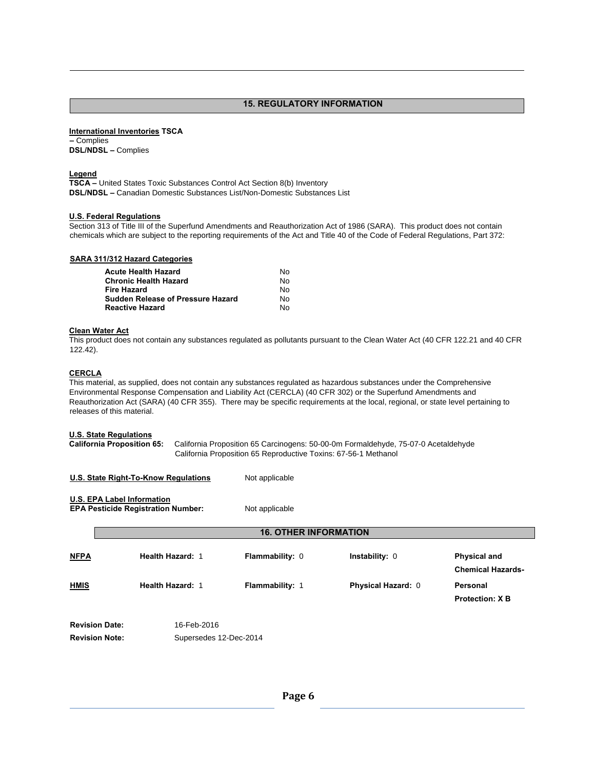## 15. REGULATORY INFORMATION

**International Inventories** **TSCA**
**–** Complies
**DSL/NDSL –** Complies

**Legend**
**TSCA –** United States Toxic Substances Control Act Section 8(b) Inventory
**DSL/NDSL –** Canadian Domestic Substances List/Non-Domestic Substances List

**U.S. Federal Regulations**
Section 313 of Title III of the Superfund Amendments and Reauthorization Act of 1986 (SARA). This product does not contain chemicals which are subject to the reporting requirements of the Act and Title 40 of the Code of Federal Regulations, Part 372:

**SARA 311/312 Hazard Categories**

| | |
|---|---|
| **Acute Health Hazard** | No |
| **Chronic Health Hazard** | No |
| **Fire Hazard** | No |
| **Sudden Release of Pressure Hazard** | No |
| **Reactive Hazard** | No |

**Clean Water Act**
This product does not contain any substances regulated as pollutants pursuant to the Clean Water Act (40 CFR 122.21 and 40 CFR 122.42).

**CERCLA**
This material, as supplied, does not contain any substances regulated as hazardous substances under the Comprehensive Environmental Response Compensation and Liability Act (CERCLA) (40 CFR 302) or the Superfund Amendments and Reauthorization Act (SARA) (40 CFR 355). There may be specific requirements at the local, regional, or state level pertaining to releases of this material.

**U.S. State Regulations**
**California Proposition 65:** California Proposition 65 Carcinogens: 50-00-0m Formaldehyde, 75-07-0 Acetaldehyde
California Proposition 65 Reproductive Toxins: 67-56-1 Methanol

**U.S. State Right-To-Know Regulations** Not applicable

**U.S. EPA Label Information**
**EPA Pesticide Registration Number:** Not applicable

## 16. OTHER INFORMATION

| | | | | |
|---|---|---|---|---|
| **NFPA** | **Health Hazard:** 1 | **Flammability:** 0 | **Instability:** 0 | **Physical and Chemical Hazards-** |
| **HMIS** | **Health Hazard:** 1 | **Flammability:** 1 | **Physical Hazard:** 0 | **Personal Protection: X B** |

**Revision Date:** 16-Feb-2016
**Revision Note:** Supersedes 12-Dec-2014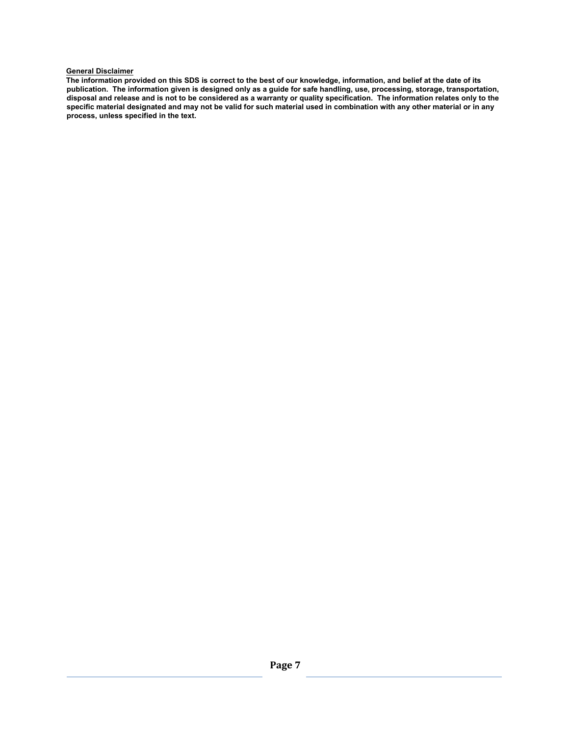**General Disclaimer**

**The information provided on this SDS is correct to the best of our knowledge, information, and belief at the date of its publication. The information given is designed only as a guide for safe handling, use, processing, storage, transportation, disposal and release and is not to be considered as a warranty or quality specification. The information relates only to the specific material designated and may not be valid for such material used in combination with any other material or in any process, unless specified in the text.**